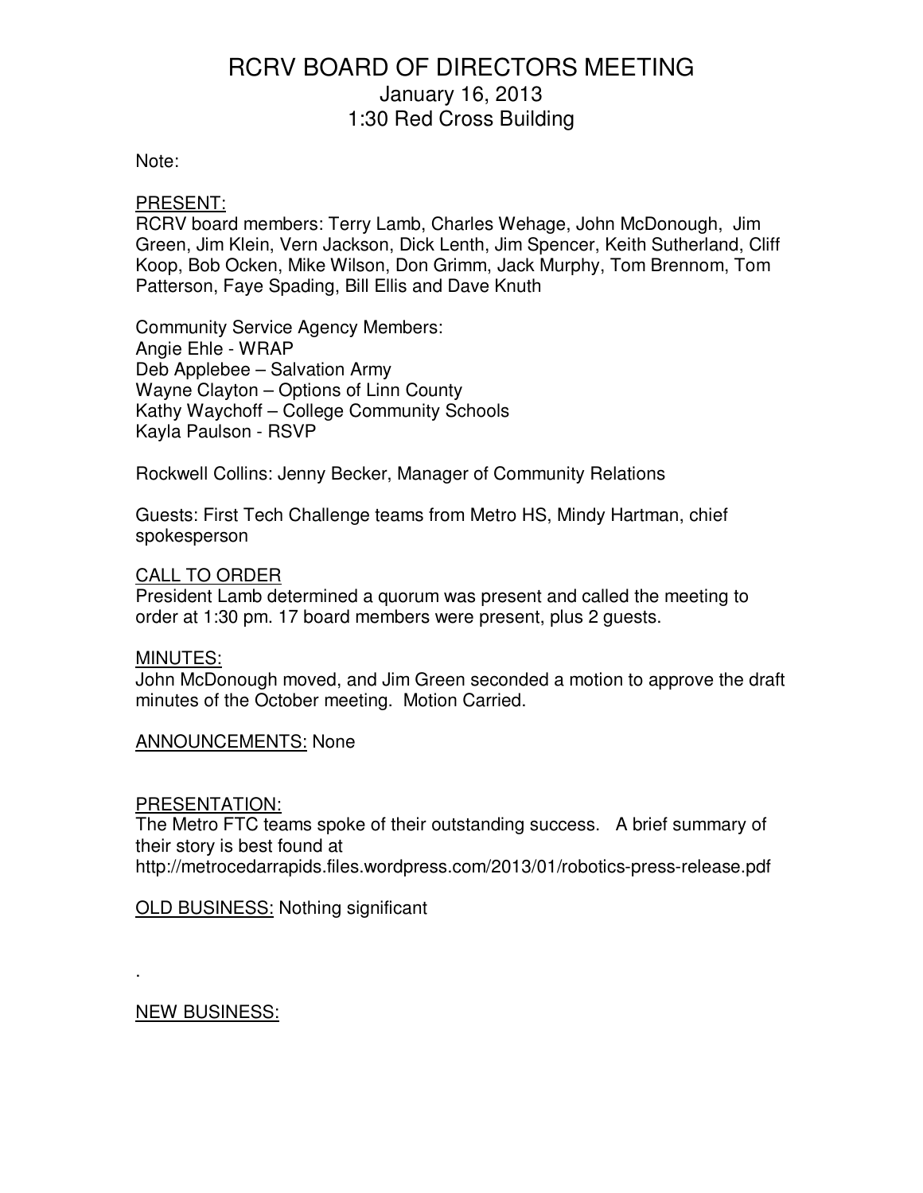# RCRV BOARD OF DIRECTORS MEETING

January 16, 2013

1:30 Red Cross Building

Note:

PRESENT:

RCRV board members: Terry Lamb, Charles Wehage, John McDonough, Jim Green, Jim Klein, Vern Jackson, Dick Lenth, Jim Spencer, Keith Sutherland, Cliff Koop, Bob Ocken, Mike Wilson, Don Grimm, Jack Murphy, Tom Brennom, Tom Patterson, Faye Spading, Bill Ellis and Dave Knuth

Community Service Agency Members:
Angie Ehle - WRAP
Deb Applebee – Salvation Army
Wayne Clayton – Options of Linn County
Kathy Waychoff – College Community Schools
Kayla Paulson - RSVP

Rockwell Collins: Jenny Becker, Manager of Community Relations

Guests: First Tech Challenge teams from Metro HS, Mindy Hartman, chief spokesperson

CALL TO ORDER

President Lamb determined a quorum was present and called the meeting to order at 1:30 pm. 17 board members were present, plus 2 guests.

MINUTES:

John McDonough moved, and Jim Green seconded a motion to approve the draft minutes of the October meeting. Motion Carried.

ANNOUNCEMENTS: None

PRESENTATION:

The Metro FTC teams spoke of their outstanding success. A brief summary of their story is best found at http://metrocedarrapids.files.wordpress.com/2013/01/robotics-press-release.pdf

OLD BUSINESS: Nothing significant

.

NEW BUSINESS: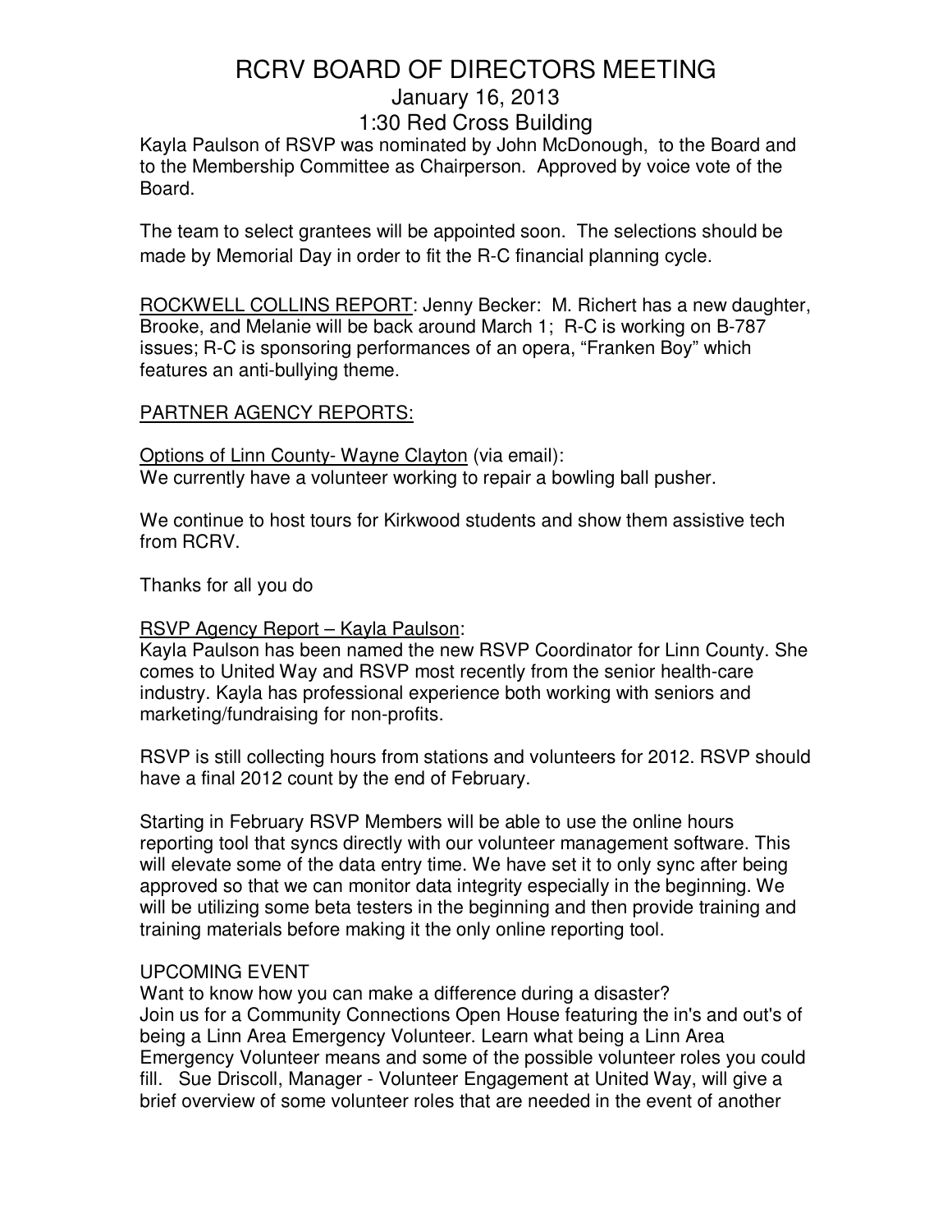# RCRV BOARD OF DIRECTORS MEETING

## January 16, 2013

## 1:30 Red Cross Building

Kayla Paulson of RSVP was nominated by John McDonough, to the Board and to the Membership Committee as Chairperson. Approved by voice vote of the Board.

The team to select grantees will be appointed soon. The selections should be made by Memorial Day in order to fit the R-C financial planning cycle.

ROCKWELL COLLINS REPORT: Jenny Becker: M. Richert has a new daughter, Brooke, and Melanie will be back around March 1; R-C is working on B-787 issues; R-C is sponsoring performances of an opera, "Franken Boy" which features an anti-bullying theme.

PARTNER AGENCY REPORTS:

Options of Linn County- Wayne Clayton (via email):
We currently have a volunteer working to repair a bowling ball pusher.

We continue to host tours for Kirkwood students and show them assistive tech from RCRV.

Thanks for all you do

RSVP Agency Report – Kayla Paulson:
Kayla Paulson has been named the new RSVP Coordinator for Linn County. She comes to United Way and RSVP most recently from the senior health-care industry. Kayla has professional experience both working with seniors and marketing/fundraising for non-profits.

RSVP is still collecting hours from stations and volunteers for 2012. RSVP should have a final 2012 count by the end of February.

Starting in February RSVP Members will be able to use the online hours reporting tool that syncs directly with our volunteer management software. This will elevate some of the data entry time. We have set it to only sync after being approved so that we can monitor data integrity especially in the beginning. We will be utilizing some beta testers in the beginning and then provide training and training materials before making it the only online reporting tool.

UPCOMING EVENT
Want to know how you can make a difference during a disaster?
Join us for a Community Connections Open House featuring the in's and out's of being a Linn Area Emergency Volunteer. Learn what being a Linn Area Emergency Volunteer means and some of the possible volunteer roles you could fill. Sue Driscoll, Manager - Volunteer Engagement at United Way, will give a brief overview of some volunteer roles that are needed in the event of another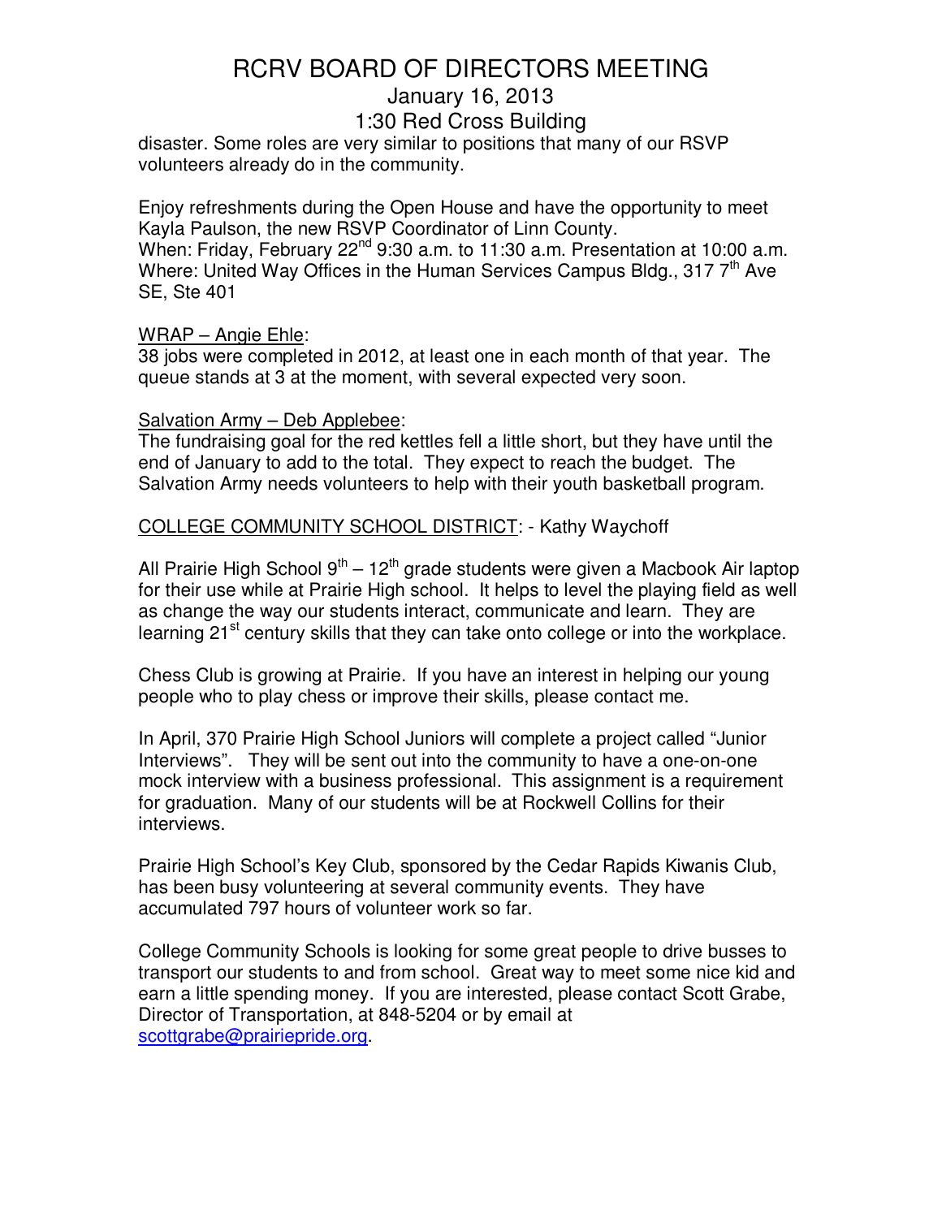disaster. Some roles are very similar to positions that many of our RSVP volunteers already do in the community.

Enjoy refreshments during the Open House and have the opportunity to meet Kayla Paulson, the new RSVP Coordinator of Linn County.
When: Friday, February 22nd 9:30 a.m. to 11:30 a.m. Presentation at 10:00 a.m.
Where: United Way Offices in the Human Services Campus Bldg., 317 7th Ave SE, Ste 401

<u>WRAP – Angie Ehle</u>:
38 jobs were completed in 2012, at least one in each month of that year. The queue stands at 3 at the moment, with several expected very soon.

<u>Salvation Army – Deb Applebee</u>:
The fundraising goal for the red kettles fell a little short, but they have until the end of January to add to the total. They expect to reach the budget. The Salvation Army needs volunteers to help with their youth basketball program.

<u>COLLEGE COMMUNITY SCHOOL DISTRICT</u>: - Kathy Waychoff

All Prairie High School 9th – 12th grade students were given a Macbook Air laptop for their use while at Prairie High school. It helps to level the playing field as well as change the way our students interact, communicate and learn. They are learning 21st century skills that they can take onto college or into the workplace.

Chess Club is growing at Prairie. If you have an interest in helping our young people who to play chess or improve their skills, please contact me.

In April, 370 Prairie High School Juniors will complete a project called "Junior Interviews". They will be sent out into the community to have a one-on-one mock interview with a business professional. This assignment is a requirement for graduation. Many of our students will be at Rockwell Collins for their interviews.

Prairie High School's Key Club, sponsored by the Cedar Rapids Kiwanis Club, has been busy volunteering at several community events. They have accumulated 797 hours of volunteer work so far.

College Community Schools is looking for some great people to drive busses to transport our students to and from school. Great way to meet some nice kid and earn a little spending money. If you are interested, please contact Scott Grabe, Director of Transportation, at 848-5204 or by email at scottgrabe@prairiepride.org.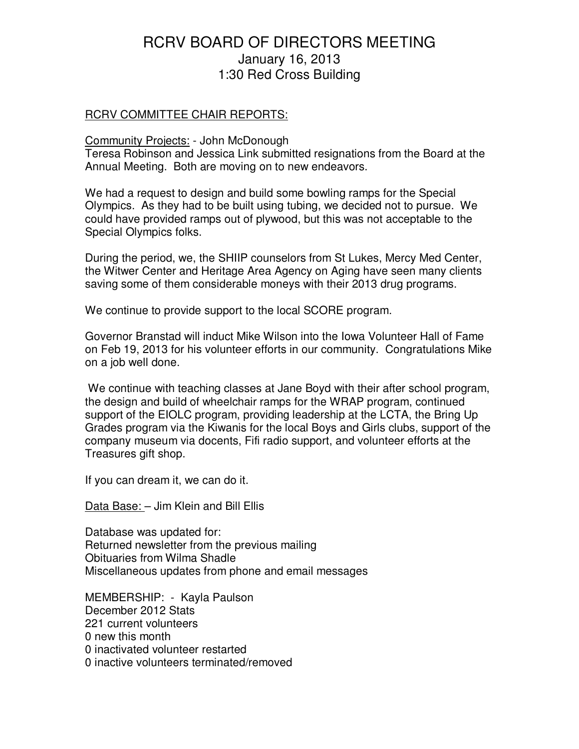# RCRV BOARD OF DIRECTORS MEETING

January 16, 2013

1:30 Red Cross Building

RCRV COMMITTEE CHAIR REPORTS:

Community Projects: - John McDonough

Teresa Robinson and Jessica Link submitted resignations from the Board at the Annual Meeting. Both are moving on to new endeavors.

We had a request to design and build some bowling ramps for the Special Olympics. As they had to be built using tubing, we decided not to pursue. We could have provided ramps out of plywood, but this was not acceptable to the Special Olympics folks.

During the period, we, the SHIIP counselors from St Lukes, Mercy Med Center, the Witwer Center and Heritage Area Agency on Aging have seen many clients saving some of them considerable moneys with their 2013 drug programs.

We continue to provide support to the local SCORE program.

Governor Branstad will induct Mike Wilson into the Iowa Volunteer Hall of Fame on Feb 19, 2013 for his volunteer efforts in our community. Congratulations Mike on a job well done.

We continue with teaching classes at Jane Boyd with their after school program, the design and build of wheelchair ramps for the WRAP program, continued support of the EIOLC program, providing leadership at the LCTA, the Bring Up Grades program via the Kiwanis for the local Boys and Girls clubs, support of the company museum via docents, Fifi radio support, and volunteer efforts at the Treasures gift shop.

If you can dream it, we can do it.

Data Base: – Jim Klein and Bill Ellis

Database was updated for:
Returned newsletter from the previous mailing
Obituaries from Wilma Shadle
Miscellaneous updates from phone and email messages

MEMBERSHIP: - Kayla Paulson
December 2012 Stats
221 current volunteers
0 new this month
0 inactivated volunteer restarted
0 inactive volunteers terminated/removed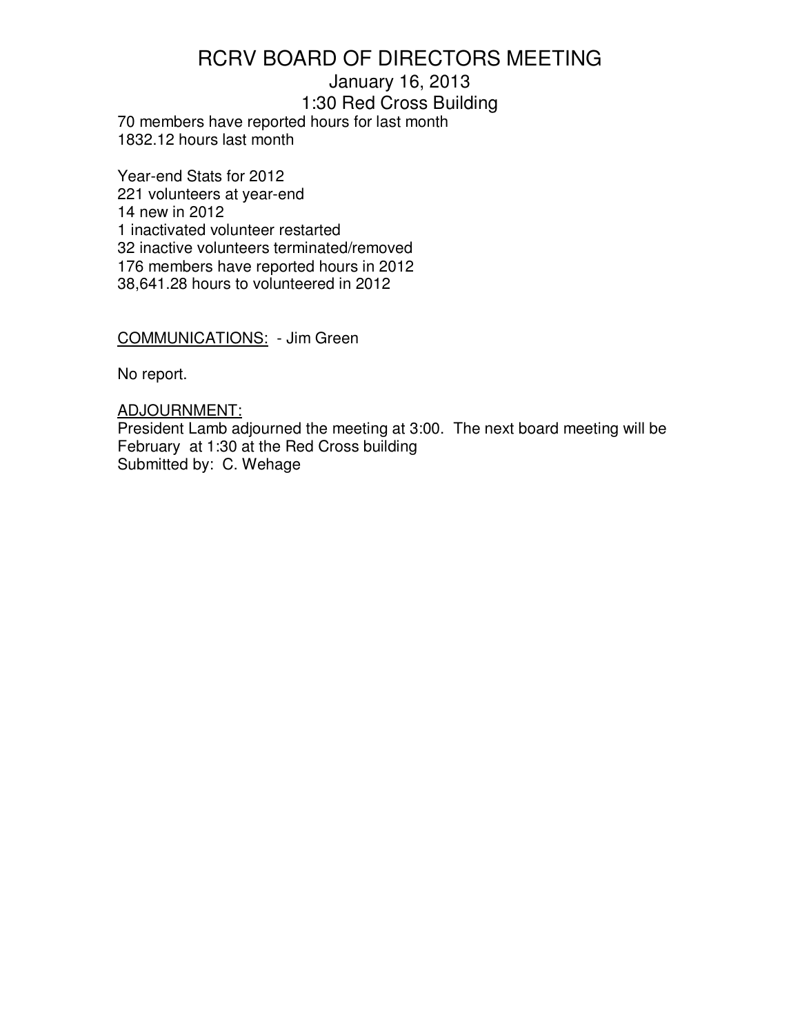# RCRV BOARD OF DIRECTORS MEETING

January 16, 2013

1:30 Red Cross Building

70 members have reported hours for last month
1832.12 hours last month

Year-end Stats for 2012
221 volunteers at year-end
14 new in 2012
1 inactivated volunteer restarted
32 inactive volunteers terminated/removed
176 members have reported hours in 2012
38,641.28 hours to volunteered in 2012

<u>COMMUNICATIONS:</u> - Jim Green

No report.

<u>ADJOURNMENT:</u>
President Lamb adjourned the meeting at 3:00. The next board meeting will be February at 1:30 at the Red Cross building
Submitted by: C. Wehage